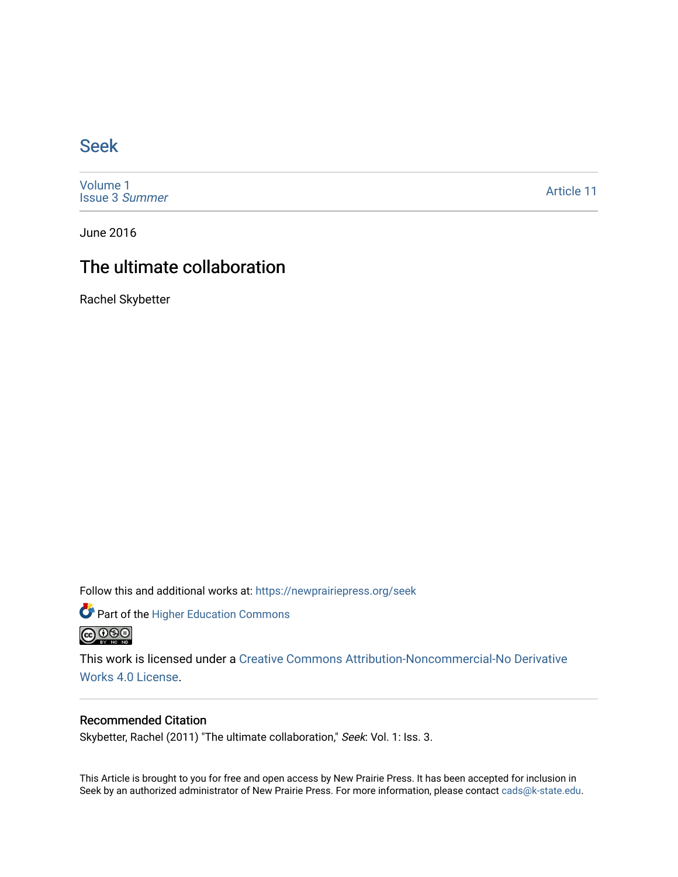# Seek

Volume 1
Issue 3 *Summer*

Article 11

June 2016

## The ultimate collaboration

Rachel Skybetter

Follow this and additional works at: https://newprairiepress.org/seek

Part of the Higher Education Commons

This work is licensed under a Creative Commons Attribution-Noncommercial-No Derivative Works 4.0 License.

### Recommended Citation

Skybetter, Rachel (2011) "The ultimate collaboration," *Seek*: Vol. 1: Iss. 3.

This Article is brought to you for free and open access by New Prairie Press. It has been accepted for inclusion in Seek by an authorized administrator of New Prairie Press. For more information, please contact cads@k-state.edu.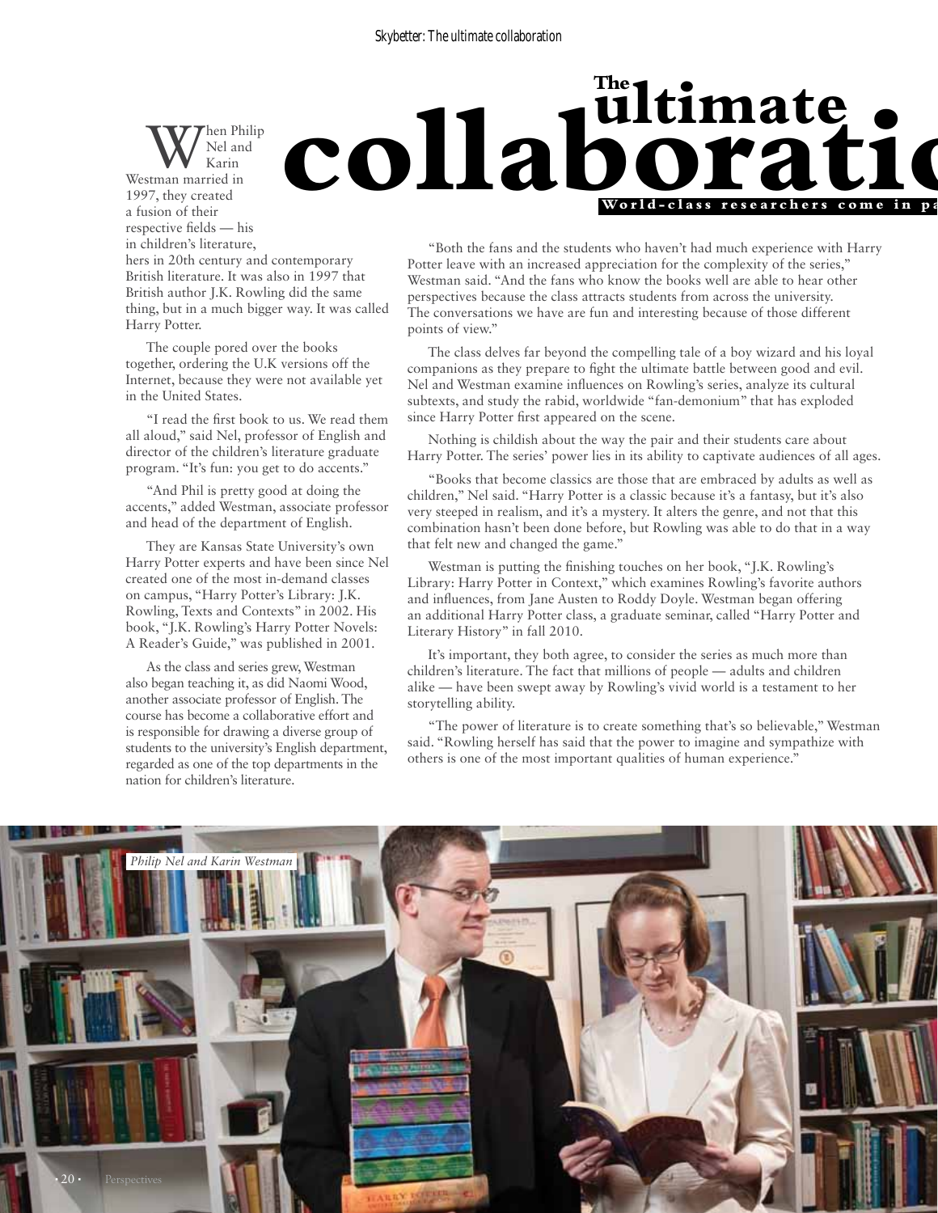# The ultimate collaboratio

**World-class researchers come in pa**

When Philip Nel and Karin Westman married in 1997, they created a fusion of their respective fields — his in children's literature, hers in 20th century and contemporary British literature. It was also in 1997 that British author J.K. Rowling did the same thing, but in a much bigger way. It was called Harry Potter.

The couple pored over the books together, ordering the U.K versions off the Internet, because they were not available yet in the United States.

"I read the first book to us. We read them all aloud," said Nel, professor of English and director of the children's literature graduate program. "It's fun: you get to do accents."

"And Phil is pretty good at doing the accents," added Westman, associate professor and head of the department of English.

They are Kansas State University's own Harry Potter experts and have been since Nel created one of the most in-demand classes on campus, "Harry Potter's Library: J.K. Rowling, Texts and Contexts" in 2002. His book, "J.K. Rowling's Harry Potter Novels: A Reader's Guide," was published in 2001.

As the class and series grew, Westman also began teaching it, as did Naomi Wood, another associate professor of English. The course has become a collaborative effort and is responsible for drawing a diverse group of students to the university's English department, regarded as one of the top departments in the nation for children's literature.

"Both the fans and the students who haven't had much experience with Harry Potter leave with an increased appreciation for the complexity of the series," Westman said. "And the fans who know the books well are able to hear other perspectives because the class attracts students from across the university. The conversations we have are fun and interesting because of those different points of view."

The class delves far beyond the compelling tale of a boy wizard and his loyal companions as they prepare to fight the ultimate battle between good and evil. Nel and Westman examine influences on Rowling's series, analyze its cultural subtexts, and study the rabid, worldwide "fan-demonium" that has exploded since Harry Potter first appeared on the scene.

Nothing is childish about the way the pair and their students care about Harry Potter. The series' power lies in its ability to captivate audiences of all ages.

"Books that become classics are those that are embraced by adults as well as children," Nel said. "Harry Potter is a classic because it's a fantasy, but it's also very steeped in realism, and it's a mystery. It alters the genre, and not that this combination hasn't been done before, but Rowling was able to do that in a way that felt new and changed the game."

Westman is putting the finishing touches on her book, "J.K. Rowling's Library: Harry Potter in Context," which examines Rowling's favorite authors and influences, from Jane Austen to Roddy Doyle. Westman began offering an additional Harry Potter class, a graduate seminar, called "Harry Potter and Literary History" in fall 2010.

It's important, they both agree, to consider the series as much more than children's literature. The fact that millions of people — adults and children alike — have been swept away by Rowling's vivid world is a testament to her storytelling ability.

"The power of literature is to create something that's so believable," Westman said. "Rowling herself has said that the power to imagine and sympathize with others is one of the most important qualities of human experience."

*Philip Nel and Karin Westman*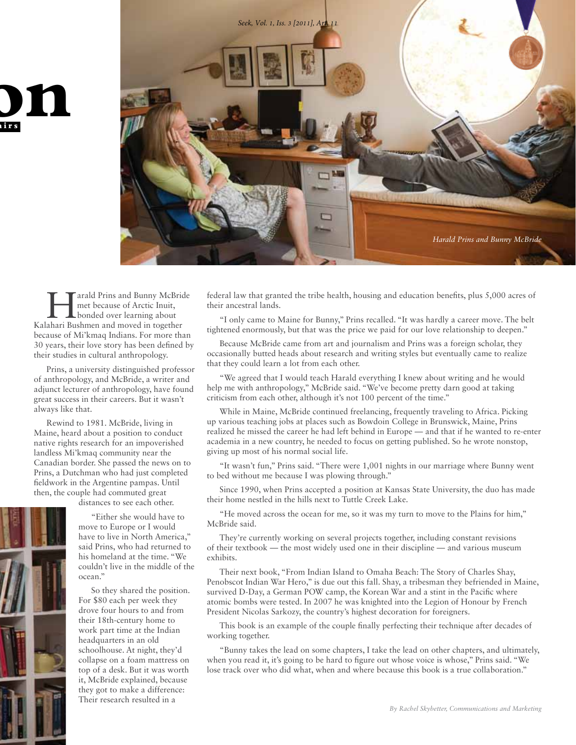Harald Prins and Bunny McBride

Harald Prins and Bunny McBride met because of Arctic Inuit, bonded over learning about Kalahari Bushmen and moved in together because of Mi'kmaq Indians. For more than 30 years, their love story has been defined by their studies in cultural anthropology.

Prins, a university distinguished professor of anthropology, and McBride, a writer and adjunct lecturer of anthropology, have found great success in their careers. But it wasn't always like that.

Rewind to 1981. McBride, living in Maine, heard about a position to conduct native rights research for an impoverished landless Mi'kmaq community near the Canadian border. She passed the news on to Prins, a Dutchman who had just completed fieldwork in the Argentine pampas. Until then, the couple had commuted great distances to see each other.

"Either she would have to move to Europe or I would have to live in North America," said Prins, who had returned to his homeland at the time. "We couldn't live in the middle of the ocean."

So they shared the position. For $80 each per week they drove four hours to and from their 18th-century home to work part time at the Indian headquarters in an old schoolhouse. At night, they'd collapse on a foam mattress on top of a desk. But it was worth it, McBride explained, because they got to make a difference: Their research resulted in a federal law that granted the tribe health, housing and education benefits, plus 5,000 acres of their ancestral lands.

"I only came to Maine for Bunny," Prins recalled. "It was hardly a career move. The belt tightened enormously, but that was the price we paid for our love relationship to deepen."

Because McBride came from art and journalism and Prins was a foreign scholar, they occasionally butted heads about research and writing styles but eventually came to realize that they could learn a lot from each other.

"We agreed that I would teach Harald everything I knew about writing and he would help me with anthropology," McBride said. "We've become pretty darn good at taking criticism from each other, although it's not 100 percent of the time."

While in Maine, McBride continued freelancing, frequently traveling to Africa. Picking up various teaching jobs at places such as Bowdoin College in Brunswick, Maine, Prins realized he missed the career he had left behind in Europe — and that if he wanted to re-enter academia in a new country, he needed to focus on getting published. So he wrote nonstop, giving up most of his normal social life.

"It wasn't fun," Prins said. "There were 1,001 nights in our marriage where Bunny went to bed without me because I was plowing through."

Since 1990, when Prins accepted a position at Kansas State University, the duo has made their home nestled in the hills next to Tuttle Creek Lake.

"He moved across the ocean for me, so it was my turn to move to the Plains for him," McBride said.

They're currently working on several projects together, including constant revisions of their textbook — the most widely used one in their discipline — and various museum exhibits.

Their next book, "From Indian Island to Omaha Beach: The Story of Charles Shay, Penobscot Indian War Hero," is due out this fall. Shay, a tribesman they befriended in Maine, survived D-Day, a German POW camp, the Korean War and a stint in the Pacific where atomic bombs were tested. In 2007 he was knighted into the Legion of Honour by French President Nicolas Sarkozy, the country's highest decoration for foreigners.

This book is an example of the couple finally perfecting their technique after decades of working together.

"Bunny takes the lead on some chapters, I take the lead on other chapters, and ultimately, when you read it, it's going to be hard to figure out whose voice is whose," Prins said. "We lose track over who did what, when and where because this book is a true collaboration."

*By Rachel Skybetter, Communications and Marketing*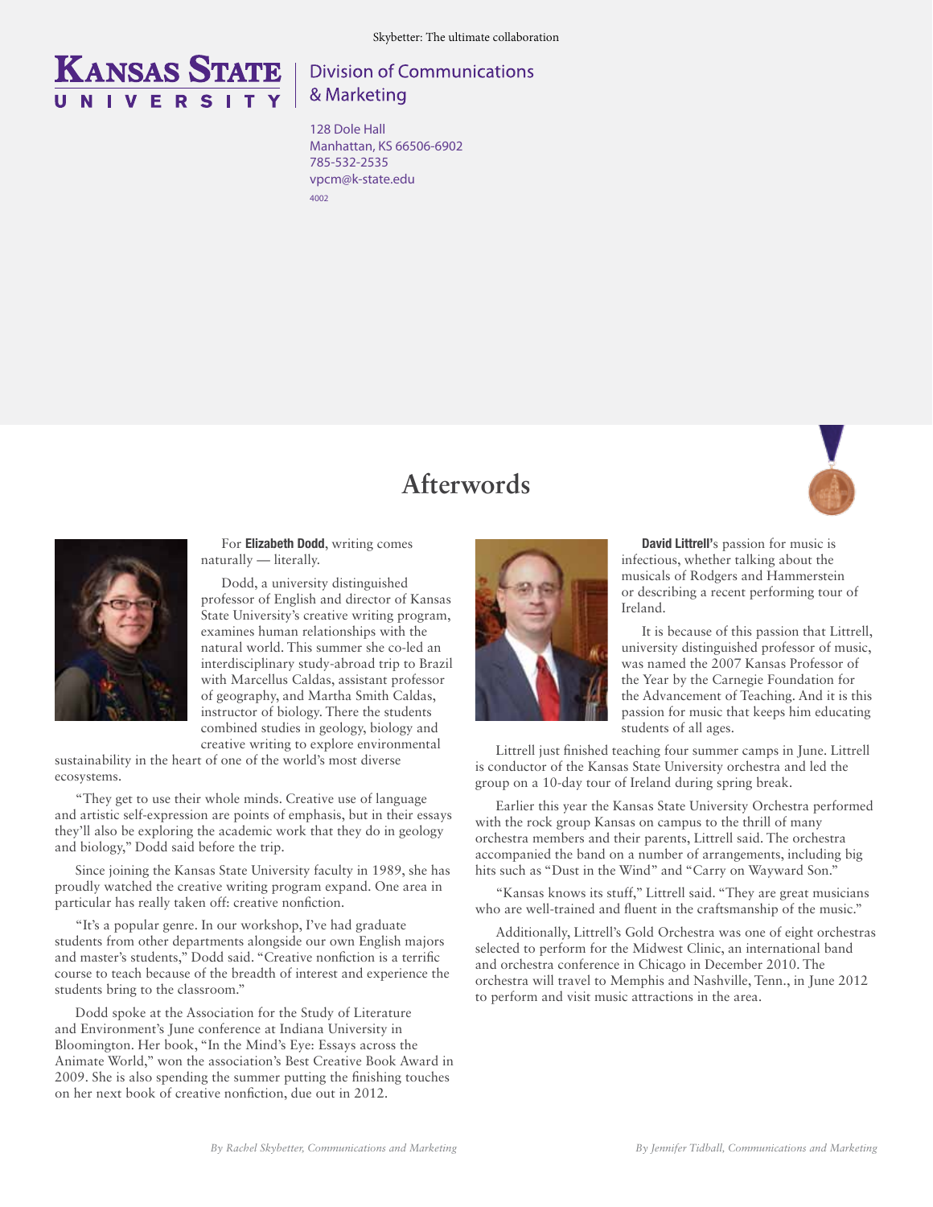# KANSAS STATE UNIVERSITY

Division of Communications & Marketing

128 Dole Hall
Manhattan, KS 66506-6902
785-532-2535
vpcm@k-state.edu

4002

## Afterwords

For **Elizabeth Dodd**, writing comes naturally — literally.

Dodd, a university distinguished professor of English and director of Kansas State University's creative writing program, examines human relationships with the natural world. This summer she co-led an interdisciplinary study-abroad trip to Brazil with Marcellus Caldas, assistant professor of geography, and Martha Smith Caldas, instructor of biology. There the students combined studies in geology, biology and creative writing to explore environmental sustainability in the heart of one of the world's most diverse ecosystems.

"They get to use their whole minds. Creative use of language and artistic self-expression are points of emphasis, but in their essays they'll also be exploring the academic work that they do in geology and biology," Dodd said before the trip.

Since joining the Kansas State University faculty in 1989, she has proudly watched the creative writing program expand. One area in particular has really taken off: creative nonfiction.

"It's a popular genre. In our workshop, I've had graduate students from other departments alongside our own English majors and master's students," Dodd said. "Creative nonfiction is a terrific course to teach because of the breadth of interest and experience the students bring to the classroom."

Dodd spoke at the Association for the Study of Literature and Environment's June conference at Indiana University in Bloomington. Her book, "In the Mind's Eye: Essays across the Animate World," won the association's Best Creative Book Award in 2009. She is also spending the summer putting the finishing touches on her next book of creative nonfiction, due out in 2012.

*By Rachel Skybetter, Communications and Marketing*

**David Littrell**'s passion for music is infectious, whether talking about the musicals of Rodgers and Hammerstein or describing a recent performing tour of Ireland.

It is because of this passion that Littrell, university distinguished professor of music, was named the 2007 Kansas Professor of the Year by the Carnegie Foundation for the Advancement of Teaching. And it is this passion for music that keeps him educating students of all ages.

Littrell just finished teaching four summer camps in June. Littrell is conductor of the Kansas State University orchestra and led the group on a 10-day tour of Ireland during spring break.

Earlier this year the Kansas State University Orchestra performed with the rock group Kansas on campus to the thrill of many orchestra members and their parents, Littrell said. The orchestra accompanied the band on a number of arrangements, including big hits such as "Dust in the Wind" and "Carry on Wayward Son."

"Kansas knows its stuff," Littrell said. "They are great musicians who are well-trained and fluent in the craftsmanship of the music."

Additionally, Littrell's Gold Orchestra was one of eight orchestras selected to perform for the Midwest Clinic, an international band and orchestra conference in Chicago in December 2010. The orchestra will travel to Memphis and Nashville, Tenn., in June 2012 to perform and visit music attractions in the area.

*By Jennifer Tidball, Communications and Marketing*